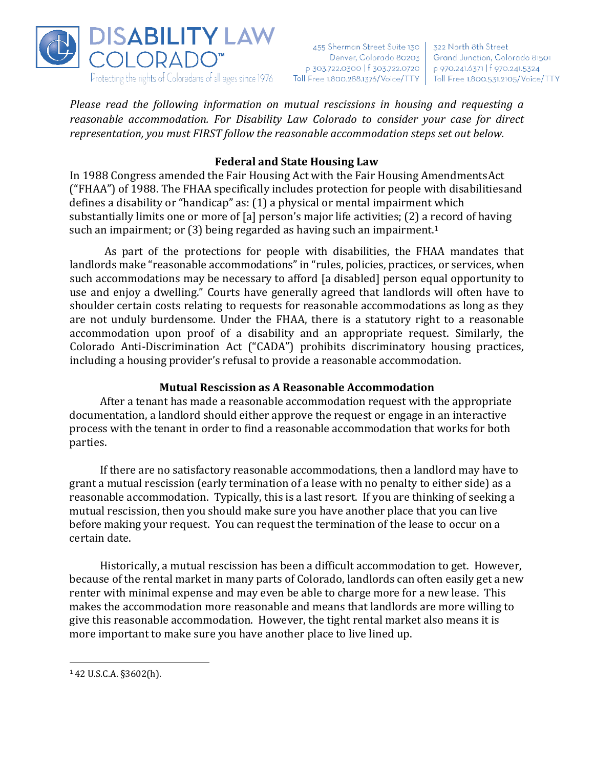# DISABILITY LAW COLORADO™

Protecting the rights of Coloradans of all ages since 1976

455 Sherman Street Suite 130
Denver, Colorado 80203
p 303.722.0300 | f 303.722.0720
Toll Free 1.800.288.1376/Voice/TTY

322 North 8th Street
Grand Junction, Colorado 81501
p 970.241.6371 | f 970.241.5324
Toll Free 1.800.531.2105/Voice/TTY

*Please read the following information on mutual rescissions in housing and requesting a reasonable accommodation. For Disability Law Colorado to consider your case for direct representation, you must FIRST follow the reasonable accommodation steps set out below.*

## Federal and State Housing Law

In 1988 Congress amended the Fair Housing Act with the Fair Housing Amendments Act ("FHAA") of 1988. The FHAA specifically includes protection for people with disabilities and defines a disability or "handicap" as: (1) a physical or mental impairment which substantially limits one or more of [a] person's major life activities; (2) a record of having such an impairment; or (3) being regarded as having such an impairment.[1]

As part of the protections for people with disabilities, the FHAA mandates that landlords make "reasonable accommodations" in "rules, policies, practices, or services, when such accommodations may be necessary to afford [a disabled] person equal opportunity to use and enjoy a dwelling." Courts have generally agreed that landlords will often have to shoulder certain costs relating to requests for reasonable accommodations as long as they are not unduly burdensome. Under the FHAA, there is a statutory right to a reasonable accommodation upon proof of a disability and an appropriate request. Similarly, the Colorado Anti-Discrimination Act ("CADA") prohibits discriminatory housing practices, including a housing provider's refusal to provide a reasonable accommodation.

## Mutual Rescission as A Reasonable Accommodation

After a tenant has made a reasonable accommodation request with the appropriate documentation, a landlord should either approve the request or engage in an interactive process with the tenant in order to find a reasonable accommodation that works for both parties.

If there are no satisfactory reasonable accommodations, then a landlord may have to grant a mutual rescission (early termination of a lease with no penalty to either side) as a reasonable accommodation. Typically, this is a last resort. If you are thinking of seeking a mutual rescission, then you should make sure you have another place that you can live before making your request. You can request the termination of the lease to occur on a certain date.

Historically, a mutual rescission has been a difficult accommodation to get. However, because of the rental market in many parts of Colorado, landlords can often easily get a new renter with minimal expense and may even be able to charge more for a new lease. This makes the accommodation more reasonable and means that landlords are more willing to give this reasonable accommodation. However, the tight rental market also means it is more important to make sure you have another place to live lined up.

---

[1] 42 U.S.C.A. §3602(h).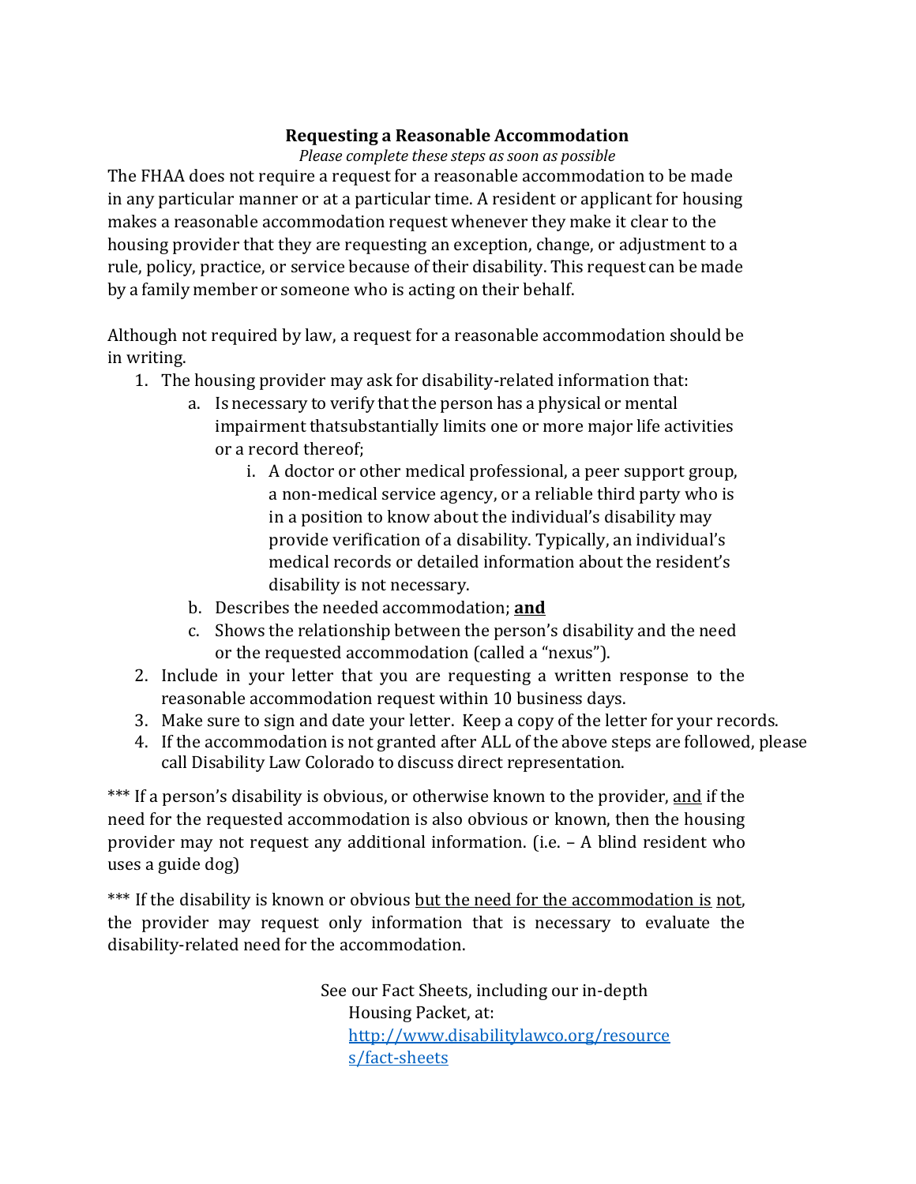## Requesting a Reasonable Accommodation

*Please complete these steps as soon as possible*

The FHAA does not require a request for a reasonable accommodation to be made in any particular manner or at a particular time. A resident or applicant for housing makes a reasonable accommodation request whenever they make it clear to the housing provider that they are requesting an exception, change, or adjustment to a rule, policy, practice, or service because of their disability. This request can be made by a family member or someone who is acting on their behalf.

Although not required by law, a request for a reasonable accommodation should be in writing.

1. The housing provider may ask for disability-related information that:
   a. Is necessary to verify that the person has a physical or mental impairment thatsubstantially limits one or more major life activities or a record thereof;
      i. A doctor or other medical professional, a peer support group, a non-medical service agency, or a reliable third party who is in a position to know about the individual's disability may provide verification of a disability. Typically, an individual's medical records or detailed information about the resident's disability is not necessary.
   b. Describes the needed accommodation; **and**
   c. Shows the relationship between the person's disability and the need or the requested accommodation (called a "nexus").
2. Include in your letter that you are requesting a written response to the reasonable accommodation request within 10 business days.
3. Make sure to sign and date your letter. Keep a copy of the letter for your records.
4. If the accommodation is not granted after ALL of the above steps are followed, please call Disability Law Colorado to discuss direct representation.

*** If a person's disability is obvious, or otherwise known to the provider, and if the need for the requested accommodation is also obvious or known, then the housing provider may not request any additional information. (i.e. – A blind resident who uses a guide dog)

*** If the disability is known or obvious but the need for the accommodation is not, the provider may request only information that is necessary to evaluate the disability-related need for the accommodation.

See our Fact Sheets, including our in-depth Housing Packet, at: http://www.disabilitylawco.org/resources/fact-sheets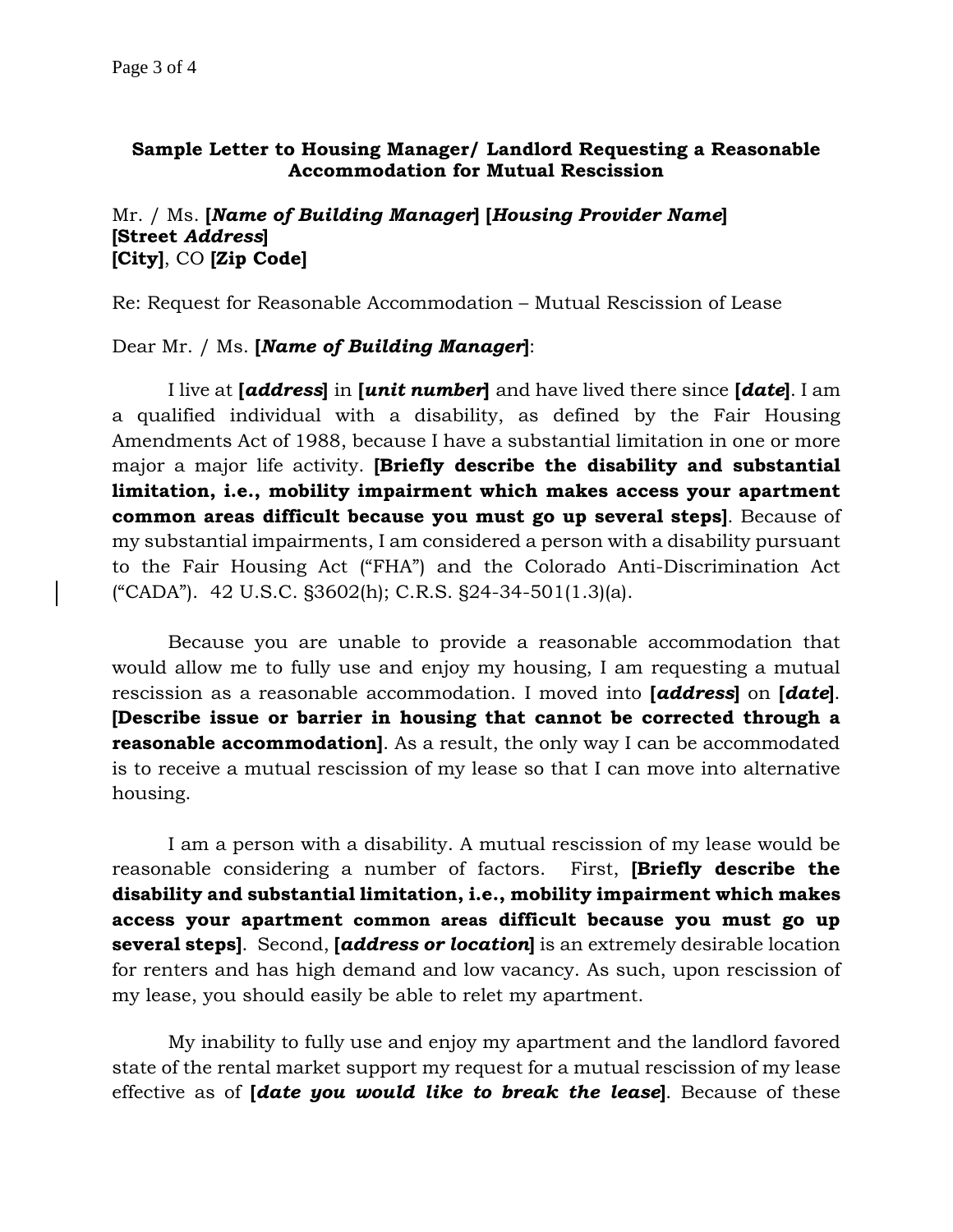**Sample Letter to Housing Manager/ Landlord Requesting a Reasonable Accommodation for Mutual Rescission**

Mr. / Ms. **[*Name of Building Manager*] [*Housing Provider Name*]**
**[Street *Address*]**
**[City]**, CO **[Zip Code]**

Re: Request for Reasonable Accommodation – Mutual Rescission of Lease

Dear Mr. / Ms. **[*Name of Building Manager*]**:

I live at **[*address*]** in **[*unit number*]** and have lived there since **[*date*]**. I am a qualified individual with a disability, as defined by the Fair Housing Amendments Act of 1988, because I have a substantial limitation in one or more major a major life activity. **[Briefly describe the disability and substantial limitation, i.e., mobility impairment which makes access your apartment common areas difficult because you must go up several steps]**. Because of my substantial impairments, I am considered a person with a disability pursuant to the Fair Housing Act ("FHA") and the Colorado Anti-Discrimination Act ("CADA"). 42 U.S.C. §3602(h); C.R.S. §24-34-501(1.3)(a).

Because you are unable to provide a reasonable accommodation that would allow me to fully use and enjoy my housing, I am requesting a mutual rescission as a reasonable accommodation. I moved into **[*address*]** on **[*date*]**. **[Describe issue or barrier in housing that cannot be corrected through a reasonable accommodation]**. As a result, the only way I can be accommodated is to receive a mutual rescission of my lease so that I can move into alternative housing.

I am a person with a disability. A mutual rescission of my lease would be reasonable considering a number of factors. First, **[Briefly describe the disability and substantial limitation, i.e., mobility impairment which makes access your apartment common areas difficult because you must go up several steps]**. Second, **[*address or location*]** is an extremely desirable location for renters and has high demand and low vacancy. As such, upon rescission of my lease, you should easily be able to relet my apartment.

My inability to fully use and enjoy my apartment and the landlord favored state of the rental market support my request for a mutual rescission of my lease effective as of **[*date you would like to break the lease*]**. Because of these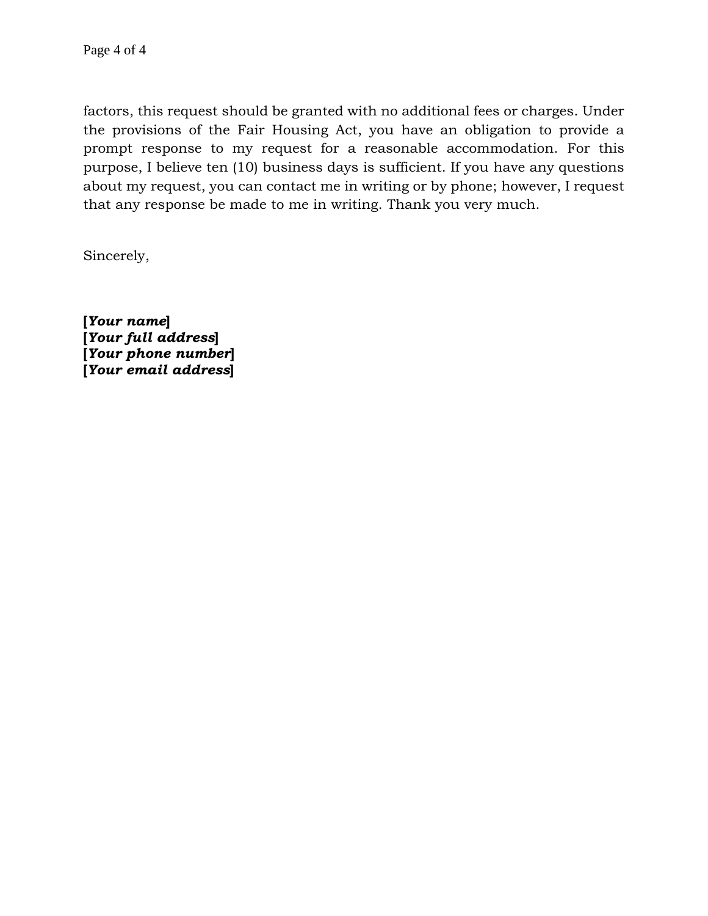factors, this request should be granted with no additional fees or charges. Under the provisions of the Fair Housing Act, you have an obligation to provide a prompt response to my request for a reasonable accommodation. For this purpose, I believe ten (10) business days is sufficient. If you have any questions about my request, you can contact me in writing or by phone; however, I request that any response be made to me in writing. Thank you very much.

Sincerely,

**[*Your name*]**
**[*Your full address*]**
**[*Your phone number*]**
**[*Your email address*]**